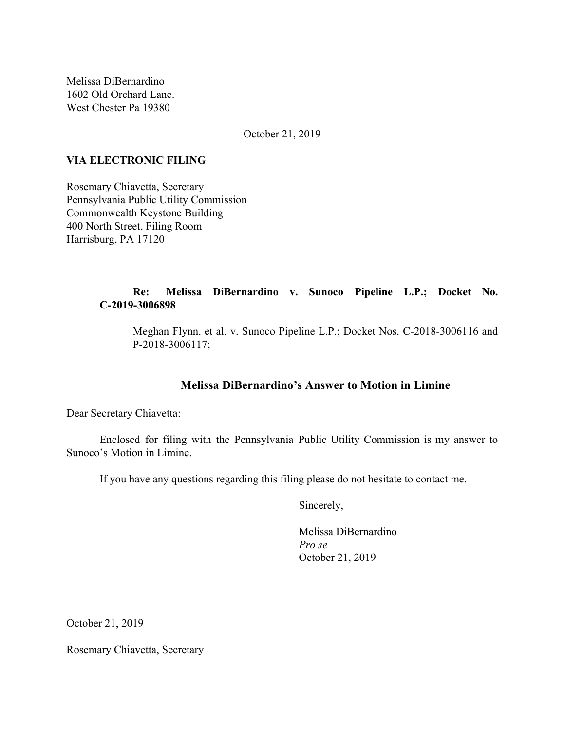Melissa DiBernardino
1602 Old Orchard Lane.
West Chester Pa 19380

October 21, 2019

**VIA ELECTRONIC FILING**

Rosemary Chiavetta, Secretary
Pennsylvania Public Utility Commission
Commonwealth Keystone Building
400 North Street, Filing Room
Harrisburg, PA 17120

**Re: Melissa DiBernardino v. Sunoco Pipeline L.P.; Docket No. C-2019-3006898**

Meghan Flynn. et al. v. Sunoco Pipeline L.P.; Docket Nos. C-2018-3006116 and P-2018-3006117;

**Melissa DiBernardino's Answer to Motion in Limine**

Dear Secretary Chiavetta:

Enclosed for filing with the Pennsylvania Public Utility Commission is my answer to Sunoco's Motion in Limine.

If you have any questions regarding this filing please do not hesitate to contact me.

Sincerely,

Melissa DiBernardino
*Pro se*
October 21, 2019

October 21, 2019

Rosemary Chiavetta, Secretary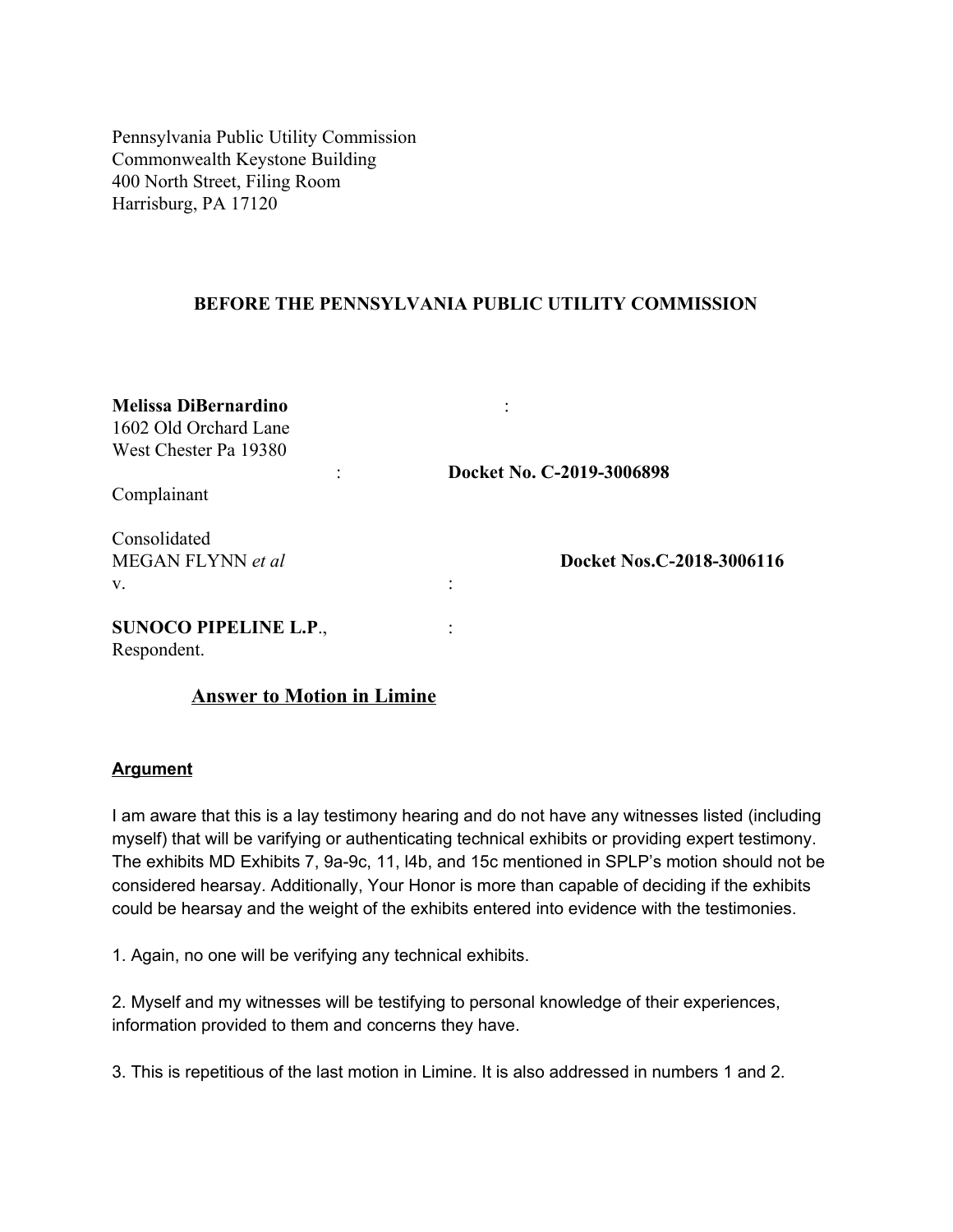Pennsylvania Public Utility Commission
Commonwealth Keystone Building
400 North Street, Filing Room
Harrisburg, PA 17120

**BEFORE THE PENNSYLVANIA PUBLIC UTILITY COMMISSION**

**Melissa DiBernardino** :
1602 Old Orchard Lane
West Chester Pa 19380
: **Docket No. C-2019-3006898**
Complainant

Consolidated
MEGAN FLYNN *et al* **Docket Nos.C-2018-3006116**
v. :

**SUNOCO PIPELINE L.P**., :
Respondent.

## Answer to Motion in Limine

**Argument**

I am aware that this is a lay testimony hearing and do not have any witnesses listed (including myself) that will be varifying or authenticating technical exhibits or providing expert testimony. The exhibits MD Exhibits 7, 9a-9c, 11, l4b, and 15c mentioned in SPLP's motion should not be considered hearsay. Additionally, Your Honor is more than capable of deciding if the exhibits could be hearsay and the weight of the exhibits entered into evidence with the testimonies.

1. Again, no one will be verifying any technical exhibits.

2. Myself and my witnesses will be testifying to personal knowledge of their experiences, information provided to them and concerns they have.

3. This is repetitious of the last motion in Limine. It is also addressed in numbers 1 and 2.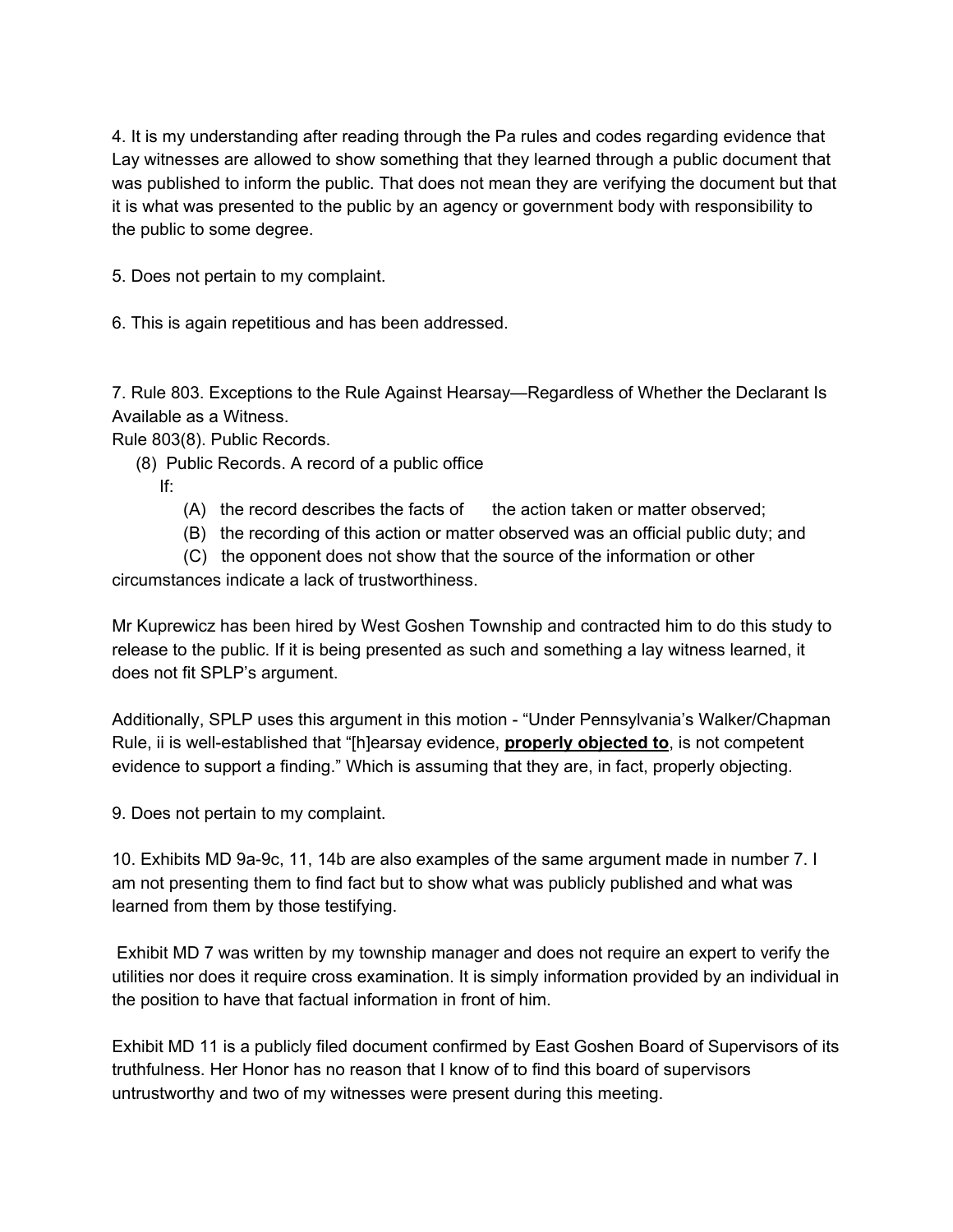4. It is my understanding after reading through the Pa rules and codes regarding evidence that Lay witnesses are allowed to show something that they learned through a public document that was published to inform the public. That does not mean they are verifying the document but that it is what was presented to the public by an agency or government body with responsibility to the public to some degree.

5. Does not pertain to my complaint.

6. This is again repetitious and has been addressed.

7. Rule 803. Exceptions to the Rule Against Hearsay—Regardless of Whether the Declarant Is Available as a Witness.
Rule 803(8). Public Records.

(8) Public Records. A record of a public office
If:

(A) the record describes the facts of the action taken or matter observed;
(B) the recording of this action or matter observed was an official public duty; and
(C) the opponent does not show that the source of the information or other circumstances indicate a lack of trustworthiness.

Mr Kuprewicz has been hired by West Goshen Township and contracted him to do this study to release to the public. If it is being presented as such and something a lay witness learned, it does not fit SPLP's argument.

Additionally, SPLP uses this argument in this motion - "Under Pennsylvania's Walker/Chapman Rule, ii is well-established that "[h]earsay evidence, **properly objected to**, is not competent evidence to support a finding." Which is assuming that they are, in fact, properly objecting.

9. Does not pertain to my complaint.

10. Exhibits MD 9a-9c, 11, 14b are also examples of the same argument made in number 7. I am not presenting them to find fact but to show what was publicly published and what was learned from them by those testifying.

Exhibit MD 7 was written by my township manager and does not require an expert to verify the utilities nor does it require cross examination. It is simply information provided by an individual in the position to have that factual information in front of him.

Exhibit MD 11 is a publicly filed document confirmed by East Goshen Board of Supervisors of its truthfulness. Her Honor has no reason that I know of to find this board of supervisors untrustworthy and two of my witnesses were present during this meeting.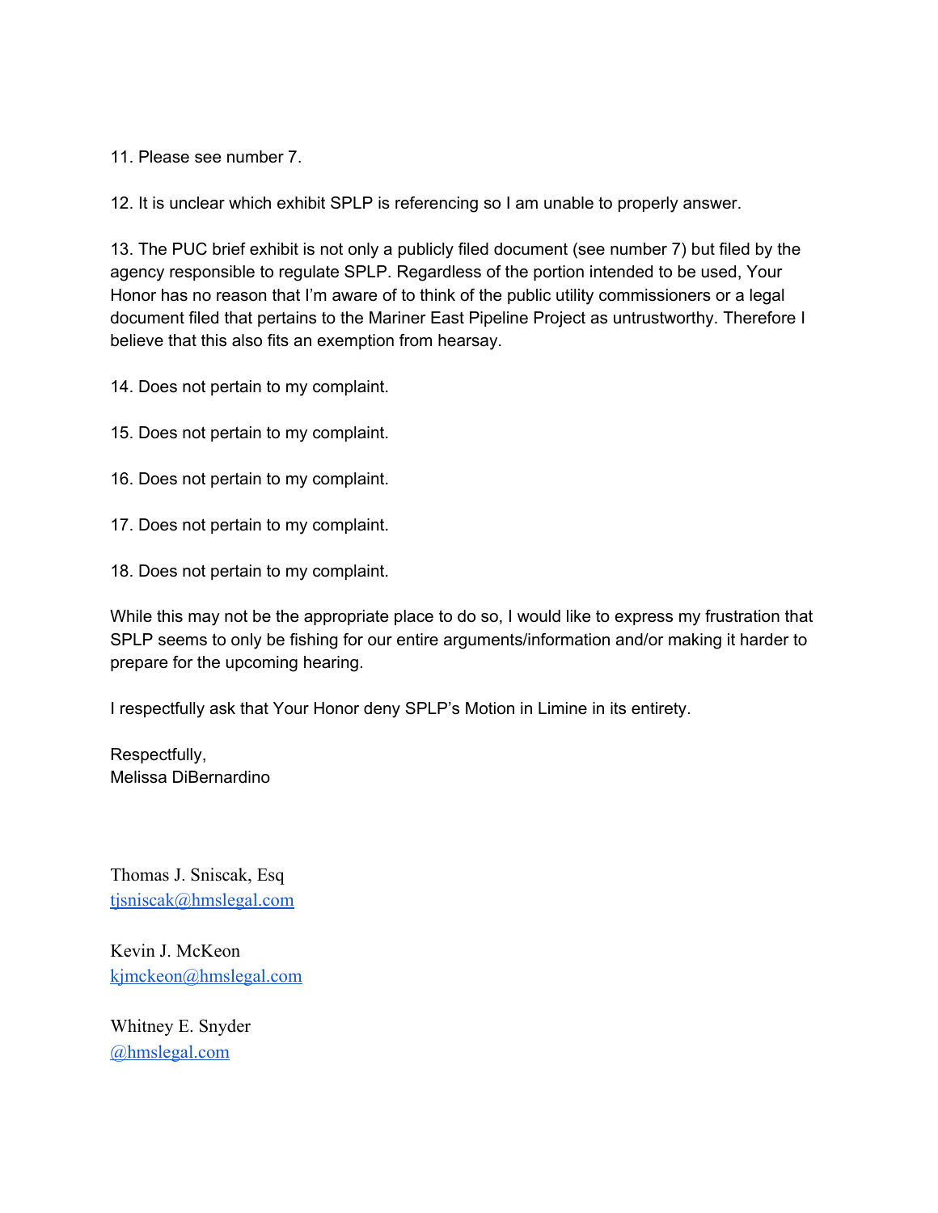11. Please see number 7.

12. It is unclear which exhibit SPLP is referencing so I am unable to properly answer.

13. The PUC brief exhibit is not only a publicly filed document (see number 7) but filed by the agency responsible to regulate SPLP. Regardless of the portion intended to be used, Your Honor has no reason that I'm aware of to think of the public utility commissioners or a legal document filed that pertains to the Mariner East Pipeline Project as untrustworthy. Therefore I believe that this also fits an exemption from hearsay.

14. Does not pertain to my complaint.

15. Does not pertain to my complaint.

16. Does not pertain to my complaint.

17. Does not pertain to my complaint.

18. Does not pertain to my complaint.

While this may not be the appropriate place to do so, I would like to express my frustration that SPLP seems to only be fishing for our entire arguments/information and/or making it harder to prepare for the upcoming hearing.

I respectfully ask that Your Honor deny SPLP's Motion in Limine in its entirety.

Respectfully,
Melissa DiBernardino

Thomas J. Sniscak, Esq
tjsniscak@hmslegal.com

Kevin J. McKeon
kjmckeon@hmslegal.com

Whitney E. Snyder
@hmslegal.com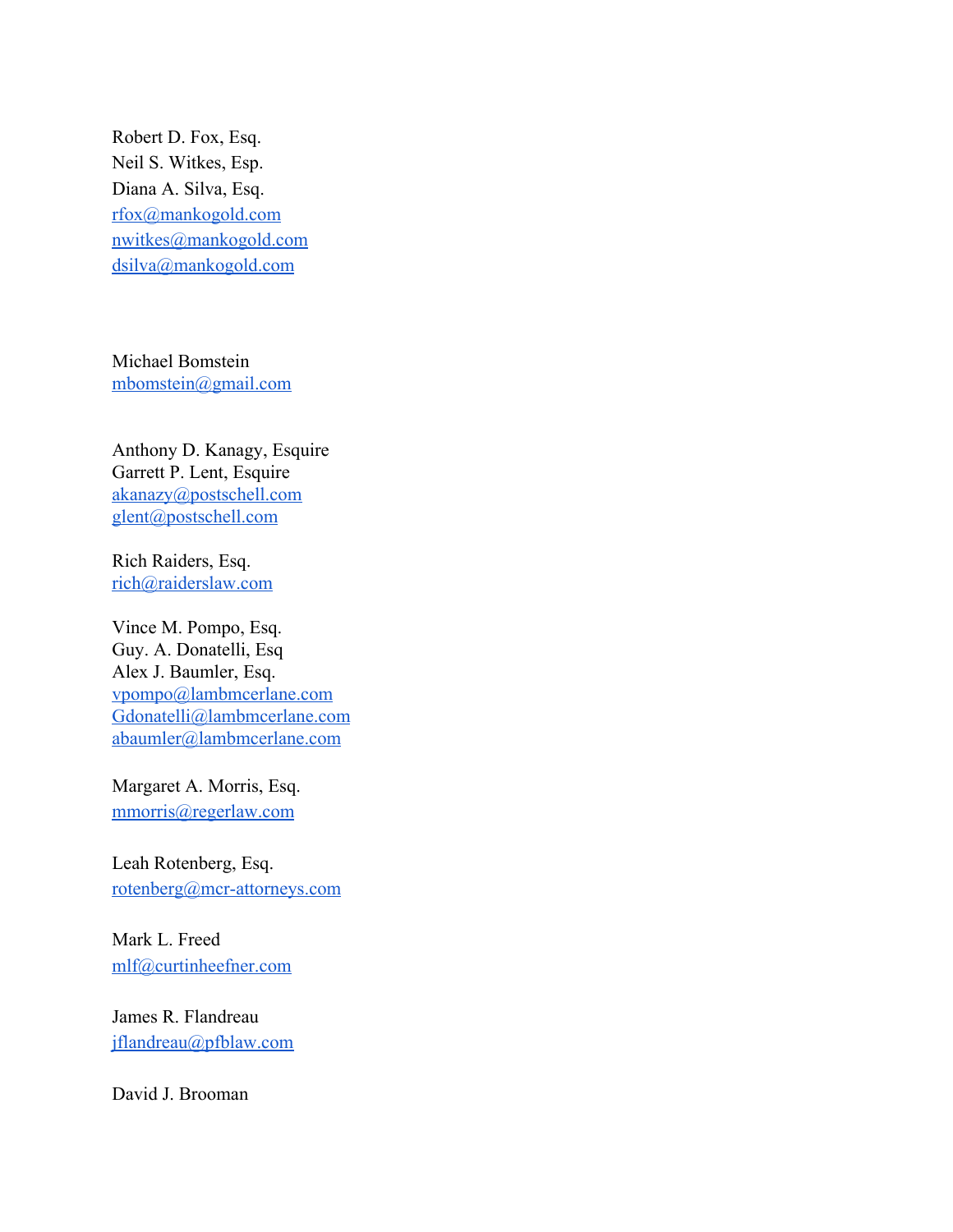Robert D. Fox, Esq.
Neil S. Witkes, Esp.
Diana A. Silva, Esq.
rfox@mankogold.com
nwitkes@mankogold.com
dsilva@mankogold.com

Michael Bomstein
mbomstein@gmail.com

Anthony D. Kanagy, Esquire
Garrett P. Lent, Esquire
akanazy@postschell.com
glent@postschell.com

Rich Raiders, Esq.
rich@raiderslaw.com

Vince M. Pompo, Esq.
Guy. A. Donatelli, Esq
Alex J. Baumler, Esq.
vpompo@lambmcerlane.com
Gdonatelli@lambmcerlane.com
abaumler@lambmcerlane.com

Margaret A. Morris, Esq.
mmorris@regerlaw.com

Leah Rotenberg, Esq.
rotenberg@mcr-attorneys.com

Mark L. Freed
mlf@curtinheefner.com

James R. Flandreau
jflandreau@pfblaw.com

David J. Brooman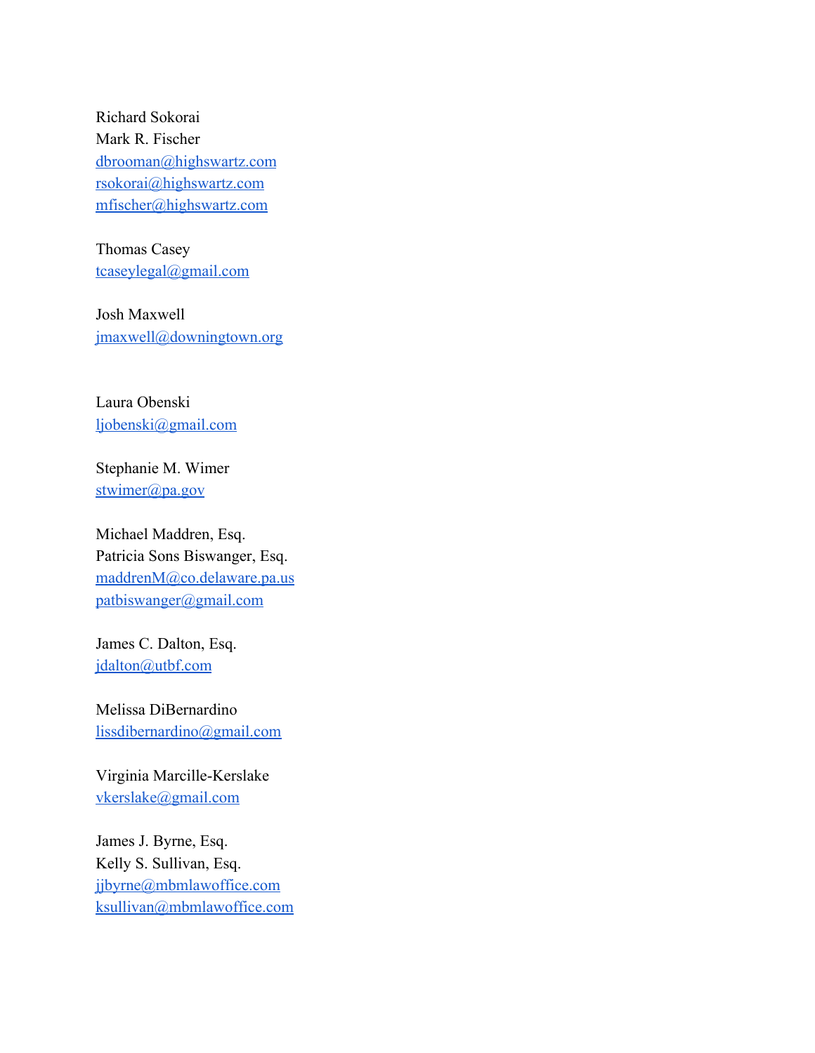Richard Sokorai
Mark R. Fischer
dbrooman@highswartz.com
rsokorai@highswartz.com
mfischer@highswartz.com

Thomas Casey
tcaseylegal@gmail.com

Josh Maxwell
jmaxwell@downingtown.org

Laura Obenski
ljobenski@gmail.com

Stephanie M. Wimer
stwimer@pa.gov

Michael Maddren, Esq.
Patricia Sons Biswanger, Esq.
maddrenM@co.delaware.pa.us
patbiswanger@gmail.com

James C. Dalton, Esq.
jdalton@utbf.com

Melissa DiBernardino
lissdibernardino@gmail.com

Virginia Marcille-Kerslake
vkerslake@gmail.com

James J. Byrne, Esq.
Kelly S. Sullivan, Esq.
jjbyrne@mbmlawoffice.com
ksullivan@mbmlawoffice.com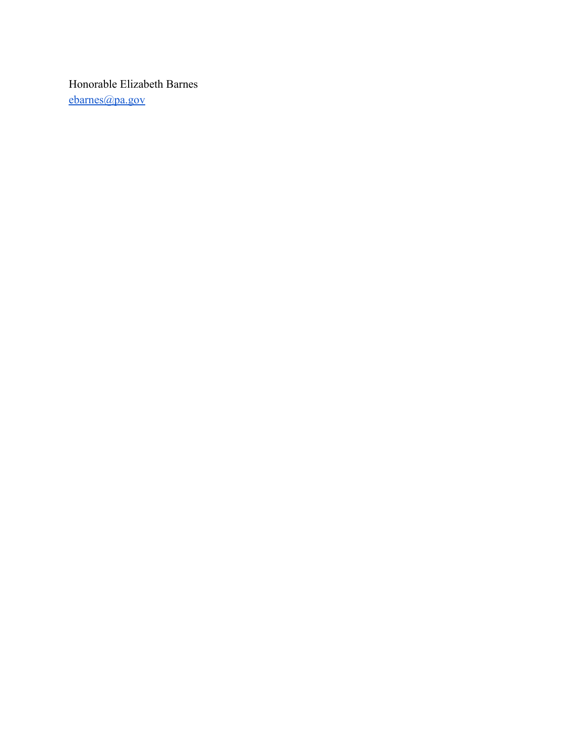Honorable Elizabeth Barnes
[ebarnes@pa.gov](mailto:ebarnes@pa.gov)